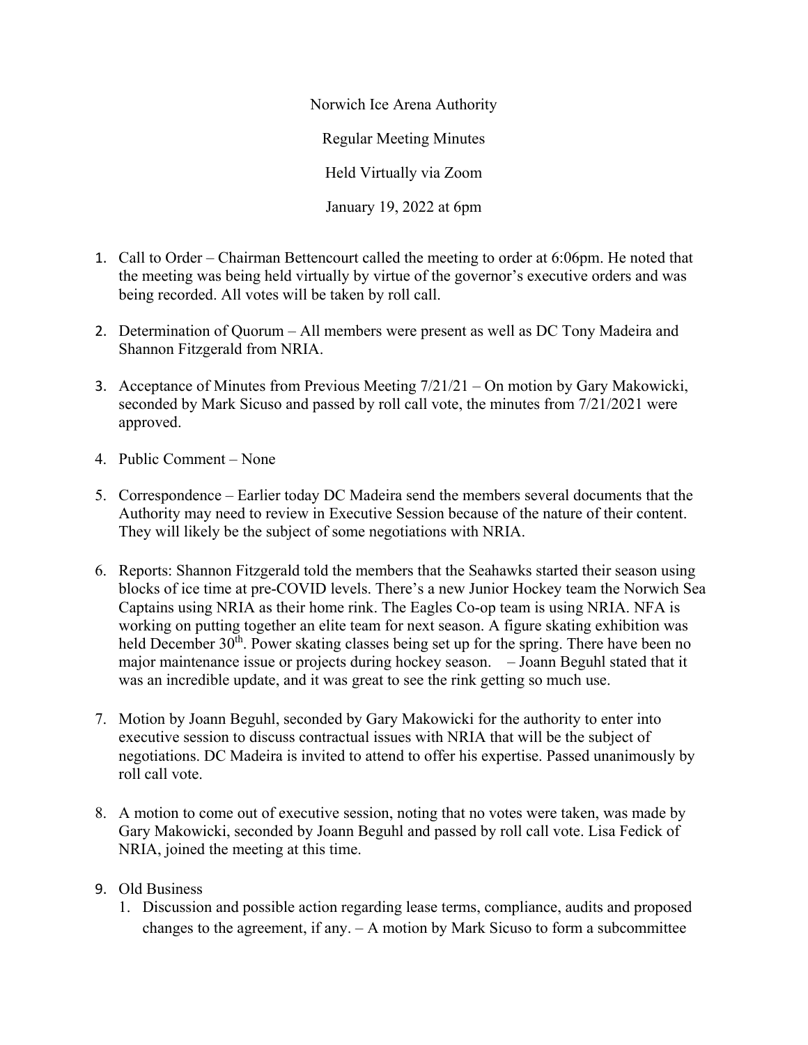Norwich Ice Arena Authority

Regular Meeting Minutes

Held Virtually via Zoom

January 19, 2022 at 6pm

1. Call to Order – Chairman Bettencourt called the meeting to order at 6:06pm. He noted that the meeting was being held virtually by virtue of the governor's executive orders and was being recorded. All votes will be taken by roll call.

2. Determination of Quorum – All members were present as well as DC Tony Madeira and Shannon Fitzgerald from NRIA.

3. Acceptance of Minutes from Previous Meeting 7/21/21 – On motion by Gary Makowicki, seconded by Mark Sicuso and passed by roll call vote, the minutes from 7/21/2021 were approved.

4. Public Comment – None

5. Correspondence – Earlier today DC Madeira send the members several documents that the Authority may need to review in Executive Session because of the nature of their content. They will likely be the subject of some negotiations with NRIA.

6. Reports: Shannon Fitzgerald told the members that the Seahawks started their season using blocks of ice time at pre-COVID levels. There's a new Junior Hockey team the Norwich Sea Captains using NRIA as their home rink. The Eagles Co-op team is using NRIA. NFA is working on putting together an elite team for next season. A figure skating exhibition was held December 30th. Power skating classes being set up for the spring. There have been no major maintenance issue or projects during hockey season. – Joann Beguhl stated that it was an incredible update, and it was great to see the rink getting so much use.

7. Motion by Joann Beguhl, seconded by Gary Makowicki for the authority to enter into executive session to discuss contractual issues with NRIA that will be the subject of negotiations. DC Madeira is invited to attend to offer his expertise. Passed unanimously by roll call vote.

8. A motion to come out of executive session, noting that no votes were taken, was made by Gary Makowicki, seconded by Joann Beguhl and passed by roll call vote. Lisa Fedick of NRIA, joined the meeting at this time.

9. Old Business
   1. Discussion and possible action regarding lease terms, compliance, audits and proposed changes to the agreement, if any. – A motion by Mark Sicuso to form a subcommittee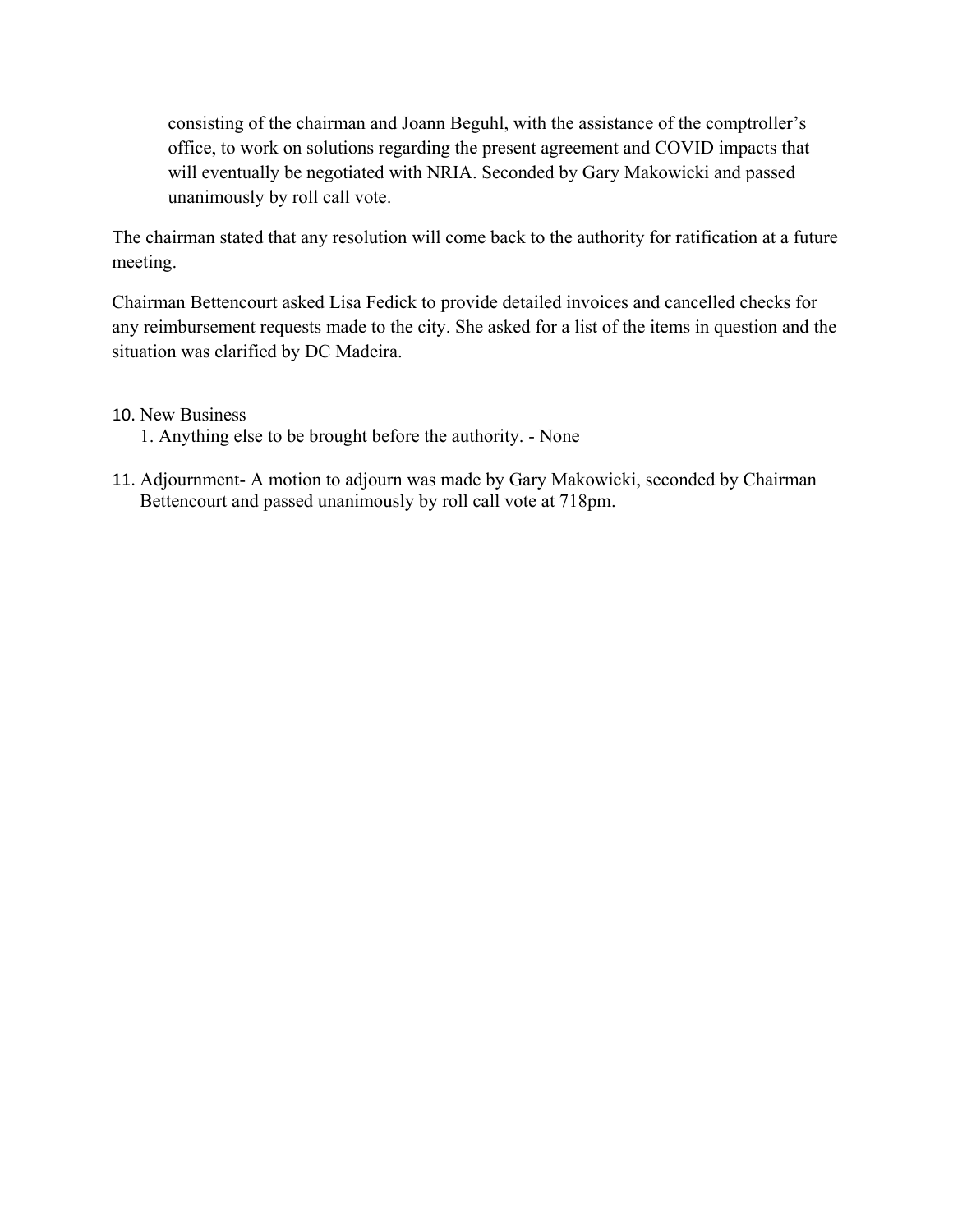consisting of the chairman and Joann Beguhl, with the assistance of the comptroller's office, to work on solutions regarding the present agreement and COVID impacts that will eventually be negotiated with NRIA. Seconded by Gary Makowicki and passed unanimously by roll call vote.

The chairman stated that any resolution will come back to the authority for ratification at a future meeting.

Chairman Bettencourt asked Lisa Fedick to provide detailed invoices and cancelled checks for any reimbursement requests made to the city. She asked for a list of the items in question and the situation was clarified by DC Madeira.

10. New Business
    1. Anything else to be brought before the authority. - None

11. Adjournment- A motion to adjourn was made by Gary Makowicki, seconded by Chairman Bettencourt and passed unanimously by roll call vote at 718pm.